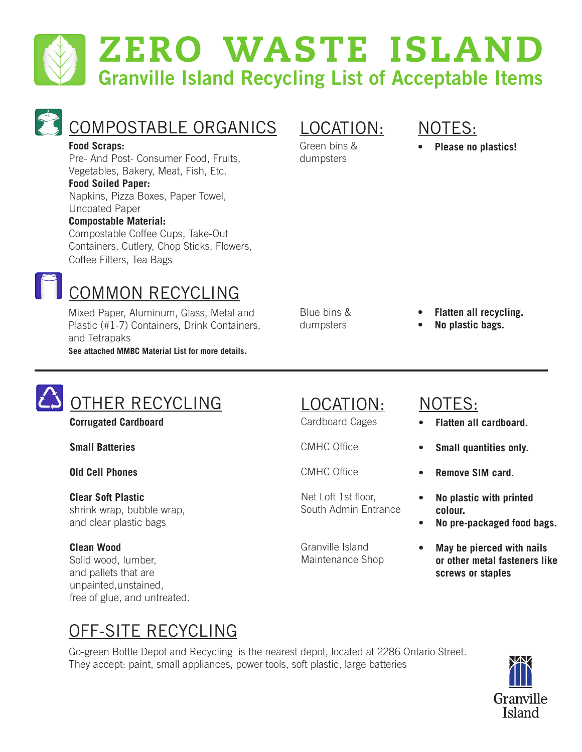# ZERO WASTE ISLAND

## Granville Island Recycling List of Acceptable Items

| COMPOSTABLE ORGANICS | LOCATION: | NOTES: |
|---|---|---|
| **Food Scraps:** Pre- And Post- Consumer Food, Fruits, Vegetables, Bakery, Meat, Fish, Etc. **Food Soiled Paper:** Napkins, Pizza Boxes, Paper Towel, Uncoated Paper **Compostable Material:** Compostable Coffee Cups, Take-Out Containers, Cutlery, Chop Sticks, Flowers, Coffee Filters, Tea Bags | Green bins & dumpsters | • **Please no plastics!** |

| COMMON RECYCLING | LOCATION: | NOTES: |
|---|---|---|
| Mixed Paper, Aluminum, Glass, Metal and Plastic (#1-7) Containers, Drink Containers, and Tetrapaks **See attached MMBC Material List for more details.** | Blue bins & dumpsters | • **Flatten all recycling.** • **No plastic bags.** |

| OTHER RECYCLING | LOCATION: | NOTES: |
|---|---|---|
| **Corrugated Cardboard** | Cardboard Cages | • **Flatten all cardboard.** |
| **Small Batteries** | CMHC Office | • **Small quantities only.** |
| **Old Cell Phones** | CMHC Office | • **Remove SIM card.** |
| **Clear Soft Plastic** shrink wrap, bubble wrap, and clear plastic bags | Net Loft 1st floor, South Admin Entrance | • **No plastic with printed colour.** • **No pre-packaged food bags.** |
| **Clean Wood** Solid wood, lumber, and pallets that are unpainted,unstained, free of glue, and untreated. | Granville Island Maintenance Shop | • **May be pierced with nails or other metal fasteners like screws or staples** |

## OFF-SITE RECYCLING

Go-green Bottle Depot and Recycling is the nearest depot, located at 2286 Ontario Street. They accept: paint, small appliances, power tools, soft plastic, large batteries

Granville Island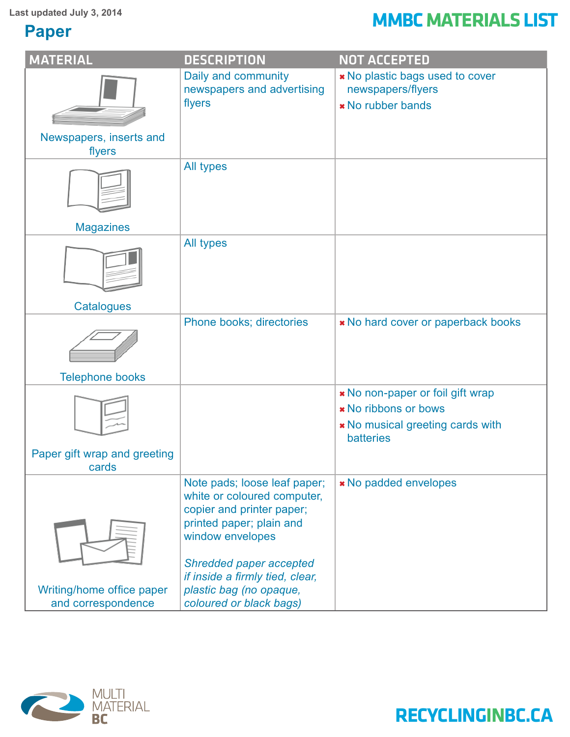Last updated July 3, 2014

**MMBC MATERIALS LIST**

# Paper

| MATERIAL | DESCRIPTION | NOT ACCEPTED |
|---|---|---|
| Newspapers, inserts and flyers | Daily and community newspapers and advertising flyers | ✖ No plastic bags used to cover newspapers/flyers<br>✖ No rubber bands |
| Magazines | All types | |
| Catalogues | All types | |
| Telephone books | Phone books; directories | ✖ No hard cover or paperback books |
| Paper gift wrap and greeting cards | | ✖ No non-paper or foil gift wrap<br>✖ No ribbons or bows<br>✖ No musical greeting cards with batteries |
| Writing/home office paper and correspondence | Note pads; loose leaf paper; white or coloured computer, copier and printer paper; printed paper; plain and window envelopes<br><br>*Shredded paper accepted if inside a firmly tied, clear, plastic bag (no opaque, coloured or black bags)* | ✖ No padded envelopes |

MULTI MATERIAL BC

RECYCLINGINBC.CA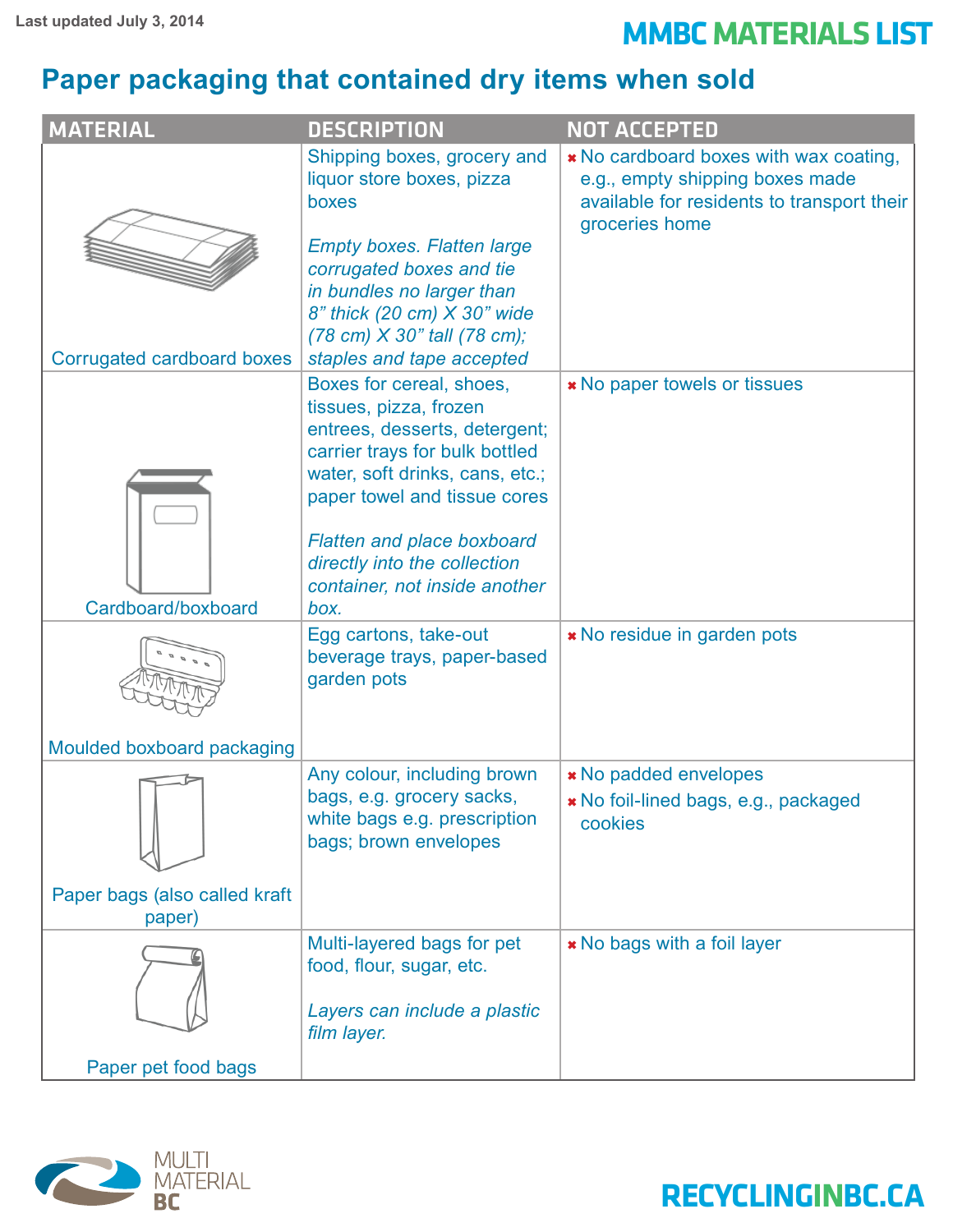Last updated July 3, 2014

# MMBC MATERIALS LIST

## Paper packaging that contained dry items when sold

| MATERIAL | DESCRIPTION | NOT ACCEPTED |
|---|---|---|
| Corrugated cardboard boxes | Shipping boxes, grocery and liquor store boxes, pizza boxes<br><br>*Empty boxes. Flatten large corrugated boxes and tie in bundles no larger than 8" thick (20 cm) X 30" wide (78 cm) X 30" tall (78 cm); staples and tape accepted* | ✖ No cardboard boxes with wax coating, e.g., empty shipping boxes made available for residents to transport their groceries home |
| Cardboard/boxboard | Boxes for cereal, shoes, tissues, pizza, frozen entrees, desserts, detergent; carrier trays for bulk bottled water, soft drinks, cans, etc.; paper towel and tissue cores<br><br>*Flatten and place boxboard directly into the collection container, not inside another box.* | ✖ No paper towels or tissues |
| Moulded boxboard packaging | Egg cartons, take-out beverage trays, paper-based garden pots | ✖ No residue in garden pots |
| Paper bags (also called kraft paper) | Any colour, including brown bags, e.g. grocery sacks, white bags e.g. prescription bags; brown envelopes | ✖ No padded envelopes<br>✖ No foil-lined bags, e.g., packaged cookies |
| Paper pet food bags | Multi-layered bags for pet food, flour, sugar, etc.<br><br>*Layers can include a plastic film layer.* | ✖ No bags with a foil layer |

MULTI MATERIAL BC

RECYCLINGINBC.CA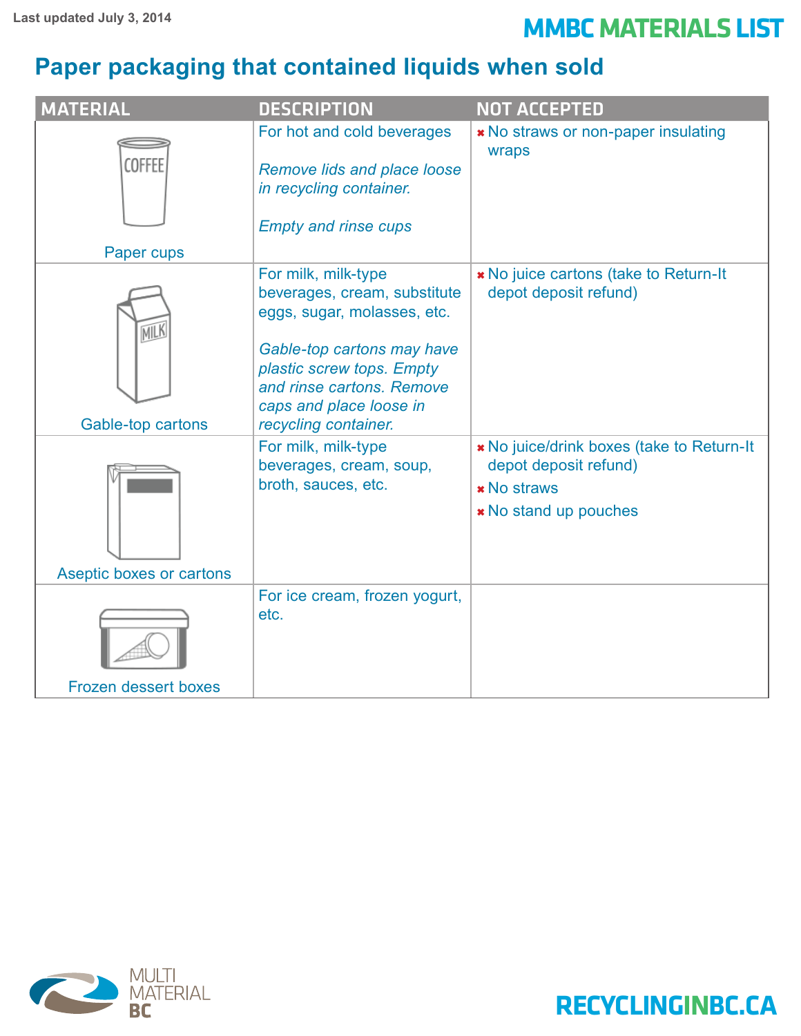# Paper packaging that contained liquids when sold

| MATERIAL | DESCRIPTION | NOT ACCEPTED |
|---|---|---|
| Paper cups | For hot and cold beverages<br><br>*Remove lids and place loose in recycling container.*<br><br>*Empty and rinse cups* | ✖ No straws or non-paper insulating wraps |
| Gable-top cartons | For milk, milk-type beverages, cream, substitute eggs, sugar, molasses, etc.<br><br>*Gable-top cartons may have plastic screw tops. Empty and rinse cartons. Remove caps and place loose in recycling container.* | ✖ No juice cartons (take to Return-It depot deposit refund) |
| Aseptic boxes or cartons | For milk, milk-type beverages, cream, soup, broth, sauces, etc. | ✖ No juice/drink boxes (take to Return-It depot deposit refund)<br>✖ No straws<br>✖ No stand up pouches |
| Frozen dessert boxes | For ice cream, frozen yogurt, etc. | |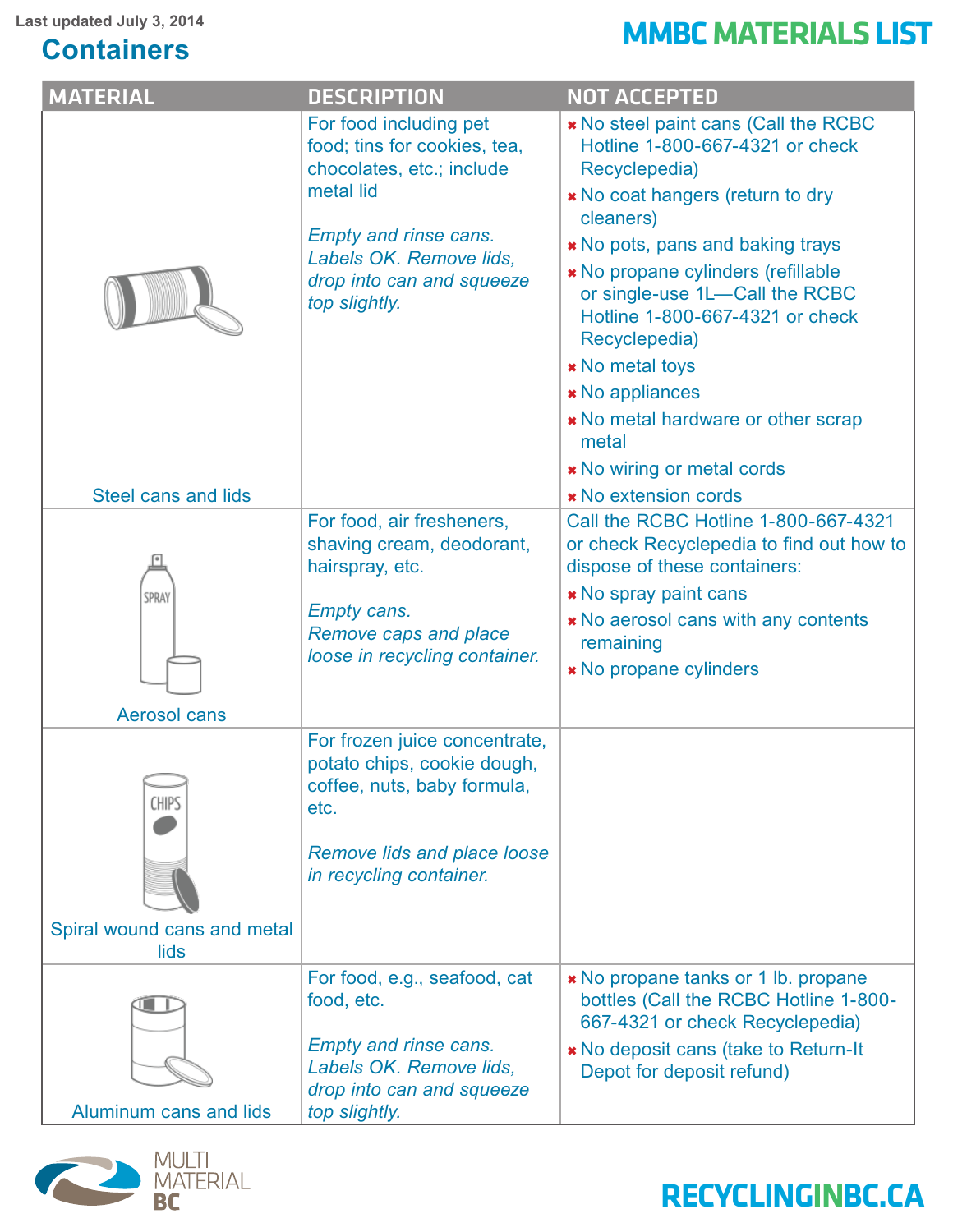Last updated July 3, 2014

# Containers

## MMBC MATERIALS LIST

| MATERIAL | DESCRIPTION | NOT ACCEPTED |
|---|---|---|
| Steel cans and lids | For food including pet food; tins for cookies, tea, chocolates, etc.; include metal lid<br><br>*Empty and rinse cans. Labels OK. Remove lids, drop into can and squeeze top slightly.* | ✖ No steel paint cans (Call the RCBC Hotline 1-800-667-4321 or check Recyclepedia)<br>✖ No coat hangers (return to dry cleaners)<br>✖ No pots, pans and baking trays<br>✖ No propane cylinders (refillable or single-use 1L—Call the RCBC Hotline 1-800-667-4321 or check Recyclepedia)<br>✖ No metal toys<br>✖ No appliances<br>✖ No metal hardware or other scrap metal<br>✖ No wiring or metal cords<br>✖ No extension cords |
| Aerosol cans | For food, air fresheners, shaving cream, deodorant, hairspray, etc.<br><br>*Empty cans. Remove caps and place loose in recycling container.* | Call the RCBC Hotline 1-800-667-4321 or check Recyclepedia to find out how to dispose of these containers:<br>✖ No spray paint cans<br>✖ No aerosol cans with any contents remaining<br>✖ No propane cylinders |
| Spiral wound cans and metal lids | For frozen juice concentrate, potato chips, cookie dough, coffee, nuts, baby formula, etc.<br><br>*Remove lids and place loose in recycling container.* | |
| Aluminum cans and lids | For food, e.g., seafood, cat food, etc.<br><br>*Empty and rinse cans. Labels OK. Remove lids, drop into can and squeeze top slightly.* | ✖ No propane tanks or 1 lb. propane bottles (Call the RCBC Hotline 1-800-667-4321 or check Recyclepedia)<br>✖ No deposit cans (take to Return-It Depot for deposit refund) |

MULTI MATERIAL BC

RECYCLINGINBC.CA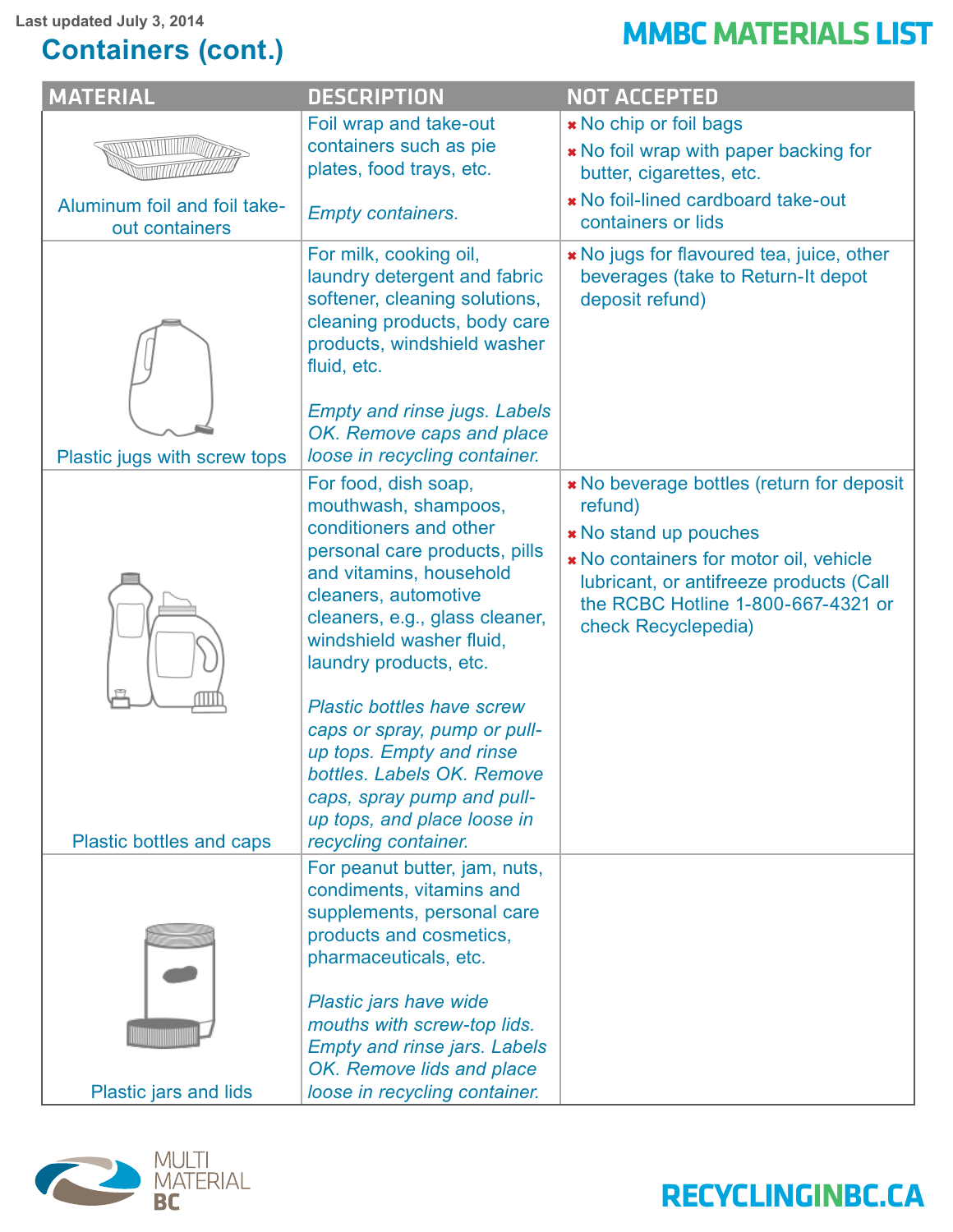Last updated July 3, 2014

## Containers (cont.)

**MMBC MATERIALS LIST**

| MATERIAL | DESCRIPTION | NOT ACCEPTED |
|---|---|---|
| Aluminum foil and foil take-out containers | Foil wrap and take-out containers such as pie plates, food trays, etc.<br><br>*Empty containers.* | ✖ No chip or foil bags<br>✖ No foil wrap with paper backing for butter, cigarettes, etc.<br>✖ No foil-lined cardboard take-out containers or lids |
| Plastic jugs with screw tops | For milk, cooking oil, laundry detergent and fabric softener, cleaning solutions, cleaning products, body care products, windshield washer fluid, etc.<br><br>*Empty and rinse jugs. Labels OK. Remove caps and place loose in recycling container.* | ✖ No jugs for flavoured tea, juice, other beverages (take to Return-It depot deposit refund) |
| Plastic bottles and caps | For food, dish soap, mouthwash, shampoos, conditioners and other personal care products, pills and vitamins, household cleaners, automotive cleaners, e.g., glass cleaner, windshield washer fluid, laundry products, etc.<br><br>*Plastic bottles have screw caps or spray, pump or pull-up tops. Empty and rinse bottles. Labels OK. Remove caps, spray pump and pull-up tops, and place loose in recycling container.* | ✖ No beverage bottles (return for deposit refund)<br>✖ No stand up pouches<br>✖ No containers for motor oil, vehicle lubricant, or antifreeze products (Call the RCBC Hotline 1-800-667-4321 or check Recyclepedia) |
| Plastic jars and lids | For peanut butter, jam, nuts, condiments, vitamins and supplements, personal care products and cosmetics, pharmaceuticals, etc.<br><br>*Plastic jars have wide mouths with screw-top lids. Empty and rinse jars. Labels OK. Remove lids and place loose in recycling container.* | |

MULTI MATERIAL BC

RECYCLINGINBC.CA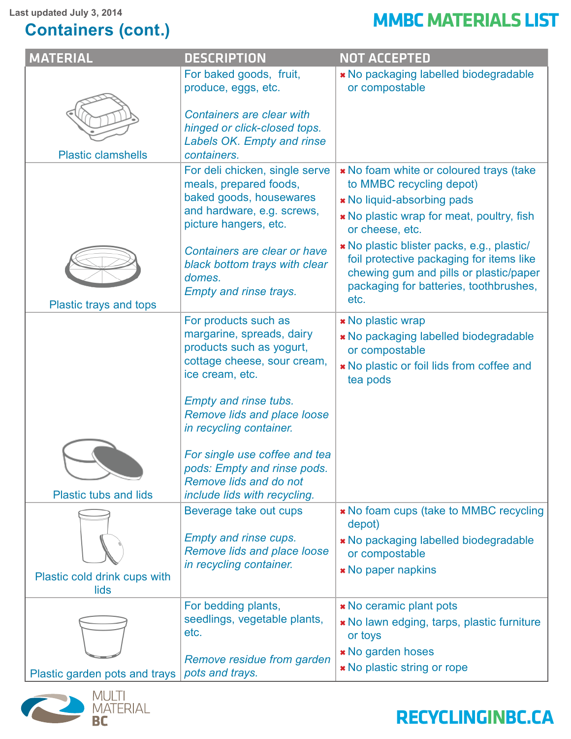Last updated July 3, 2014

## Containers (cont.)

# MMBC MATERIALS LIST

| MATERIAL | DESCRIPTION | NOT ACCEPTED |
|---|---|---|
| Plastic clamshells | For baked goods, fruit, produce, eggs, etc.<br><br>*Containers are clear with hinged or click-closed tops. Labels OK. Empty and rinse containers.* | ✖ No packaging labelled biodegradable or compostable |
| Plastic trays and tops | For deli chicken, single serve meals, prepared foods, baked goods, housewares and hardware, e.g. screws, picture hangers, etc.<br><br>*Containers are clear or have black bottom trays with clear domes.*<br>*Empty and rinse trays.* | ✖ No foam white or coloured trays (take to MMBC recycling depot)<br>✖ No liquid-absorbing pads<br>✖ No plastic wrap for meat, poultry, fish or cheese, etc.<br>✖ No plastic blister packs, e.g., plastic/foil protective packaging for items like chewing gum and pills or plastic/paper packaging for batteries, toothbrushes, etc. |
| Plastic tubs and lids | For products such as margarine, spreads, dairy products such as yogurt, cottage cheese, sour cream, ice cream, etc.<br><br>*Empty and rinse tubs. Remove lids and place loose in recycling container.*<br><br>*For single use coffee and tea pods: Empty and rinse pods. Remove lids and do not include lids with recycling.* | ✖ No plastic wrap<br>✖ No packaging labelled biodegradable or compostable<br>✖ No plastic or foil lids from coffee and tea pods |
| Plastic cold drink cups with lids | Beverage take out cups<br><br>*Empty and rinse cups. Remove lids and place loose in recycling container.* | ✖ No foam cups (take to MMBC recycling depot)<br>✖ No packaging labelled biodegradable or compostable<br>✖ No paper napkins |
| Plastic garden pots and trays | For bedding plants, seedlings, vegetable plants, etc.<br><br>*Remove residue from garden pots and trays.* | ✖ No ceramic plant pots<br>✖ No lawn edging, tarps, plastic furniture or toys<br>✖ No garden hoses<br>✖ No plastic string or rope |

MULTI MATERIAL BC

RECYCLINGINBC.CA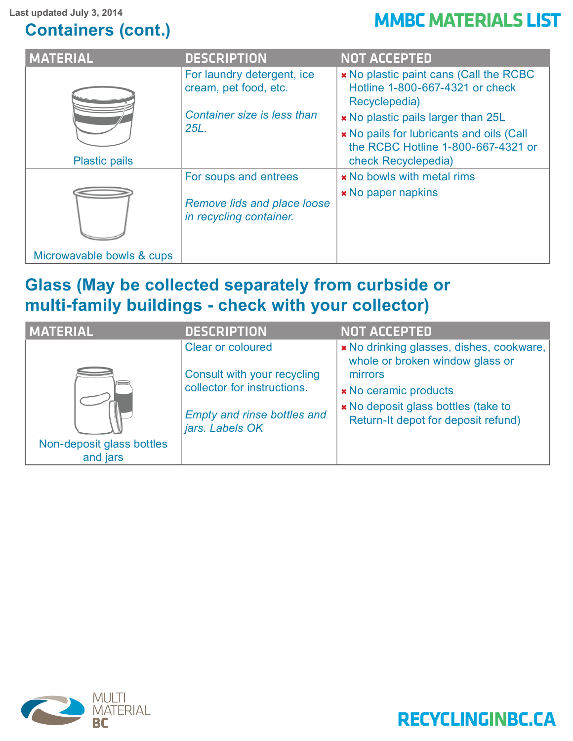Last updated July 3, 2014

## Containers (cont.)

| MATERIAL | DESCRIPTION | NOT ACCEPTED |
| --- | --- | --- |
| Plastic pails | For laundry detergent, ice cream, pet food, etc.<br><br>*Container size is less than 25L.* | ✖ No plastic paint cans (Call the RCBC Hotline 1-800-667-4321 or check Recyclepedia)<br>✖ No plastic pails larger than 25L<br>✖ No pails for lubricants and oils (Call the RCBC Hotline 1-800-667-4321 or check Recyclepedia) |
| Microwavable bowls & cups | For soups and entrees<br><br>*Remove lids and place loose in recycling container.* | ✖ No bowls with metal rims<br>✖ No paper napkins |

## Glass (May be collected separately from curbside or multi-family buildings - check with your collector)

| MATERIAL | DESCRIPTION | NOT ACCEPTED |
| --- | --- | --- |
| Non-deposit glass bottles and jars | Clear or coloured<br><br>Consult with your recycling collector for instructions.<br><br>*Empty and rinse bottles and jars. Labels OK* | ✖ No drinking glasses, dishes, cookware, whole or broken window glass or mirrors<br>✖ No ceramic products<br>✖ No deposit glass bottles (take to Return-It depot for deposit refund) |